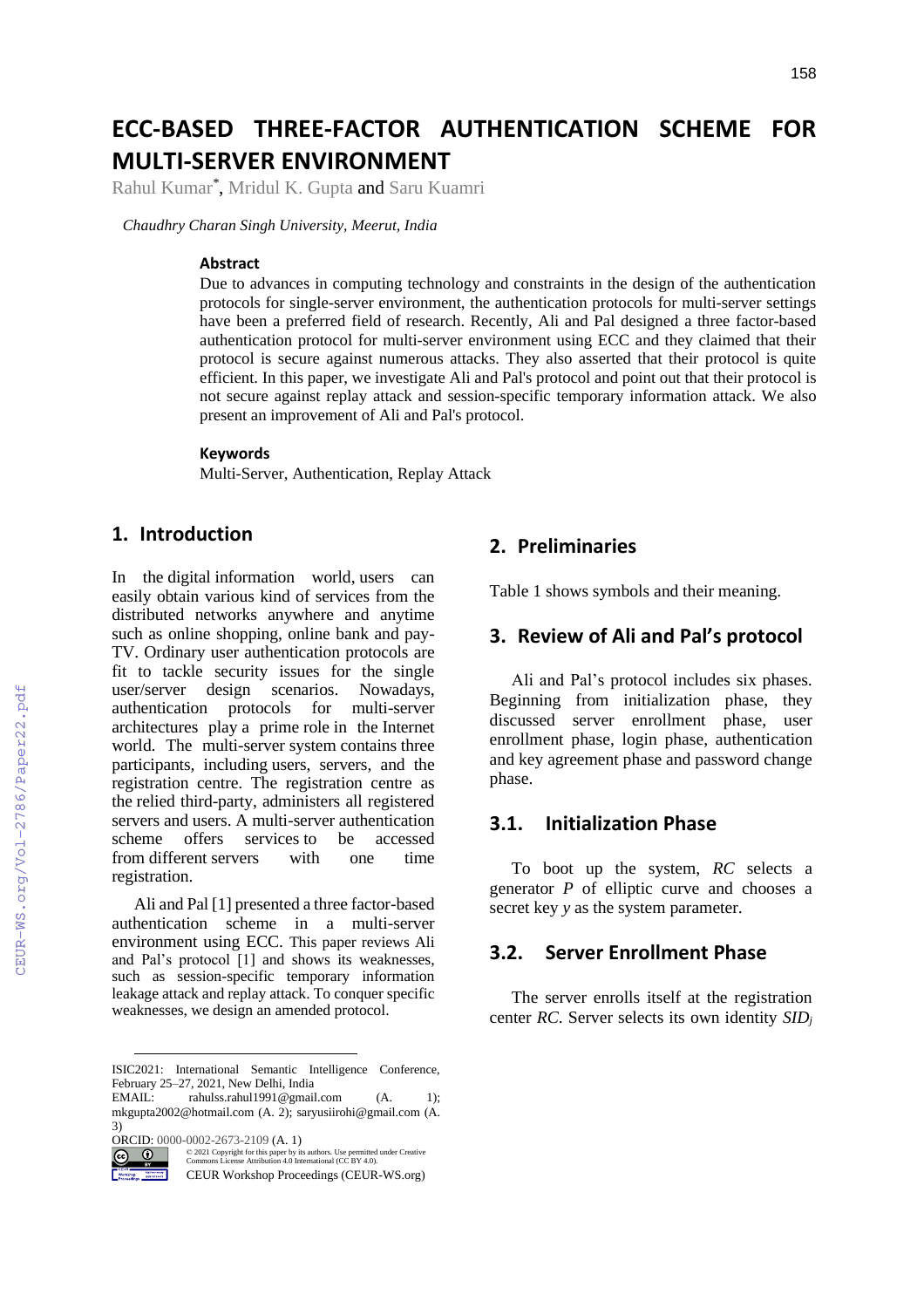# ECC-BASED THREE-FACTOR AUTHENTICATION SCHEME FOR MULTI-SERVER ENVIRONMENT

Rahul Kumar*, Mridul K. Gupta and Saru Kuamri

*Chaudhry Charan Singh University, Meerut, India*

#### Abstract

Due to advances in computing technology and constraints in the design of the authentication protocols for single-server environment, the authentication protocols for multi-server settings have been a preferred field of research. Recently, Ali and Pal designed a three factor-based authentication protocol for multi-server environment using ECC and they claimed that their protocol is secure against numerous attacks. They also asserted that their protocol is quite efficient. In this paper, we investigate Ali and Pal's protocol and point out that their protocol is not secure against replay attack and session-specific temporary information attack. We also present an improvement of Ali and Pal's protocol.

#### Keywords

Multi-Server, Authentication, Replay Attack

## 1. Introduction

In the digital information world, users can easily obtain various kind of services from the distributed networks anywhere and anytime such as online shopping, online bank and pay-TV. Ordinary user authentication protocols are fit to tackle security issues for the single user/server design scenarios. Nowadays, authentication protocols for multi-server architectures play a prime role in the Internet world. The multi-server system contains three participants, including users, servers, and the registration centre. The registration centre as the relied third-party, administers all registered servers and users. A multi-server authentication scheme offers services to be accessed from different servers with one time registration.

Ali and Pal [1] presented a three factor-based authentication scheme in a multi-server environment using ECC. This paper reviews Ali and Pal's protocol [1] and shows its weaknesses, such as session-specific temporary information leakage attack and replay attack. To conquer specific weaknesses, we design an amended protocol.

ISIC2021: International Semantic Intelligence Conference, February 25–27, 2021, New Delhi, India
EMAIL: rahulss.rahul1991@gmail.com (A. 1); mkgupta2002@hotmail.com (A. 2); saryusiirohi@gmail.com (A. 3)
ORCID: 0000-0002-2673-2109 (A. 1)
© 2021 Copyright for this paper by its authors. Use permitted under Creative Commons License Attribution 4.0 International (CC BY 4.0).
CEUR Workshop Proceedings (CEUR-WS.org)

## 2. Preliminaries

Table 1 shows symbols and their meaning.

## 3. Review of Ali and Pal's protocol

Ali and Pal's protocol includes six phases. Beginning from initialization phase, they discussed server enrollment phase, user enrollment phase, login phase, authentication and key agreement phase and password change phase.

### 3.1. Initialization Phase

To boot up the system, *RC* selects a generator $P$ of elliptic curve and chooses a secret key $y$ as the system parameter.

### 3.2. Server Enrollment Phase

The server enrolls itself at the registration center *RC*. Server selects its own identity $SID_j$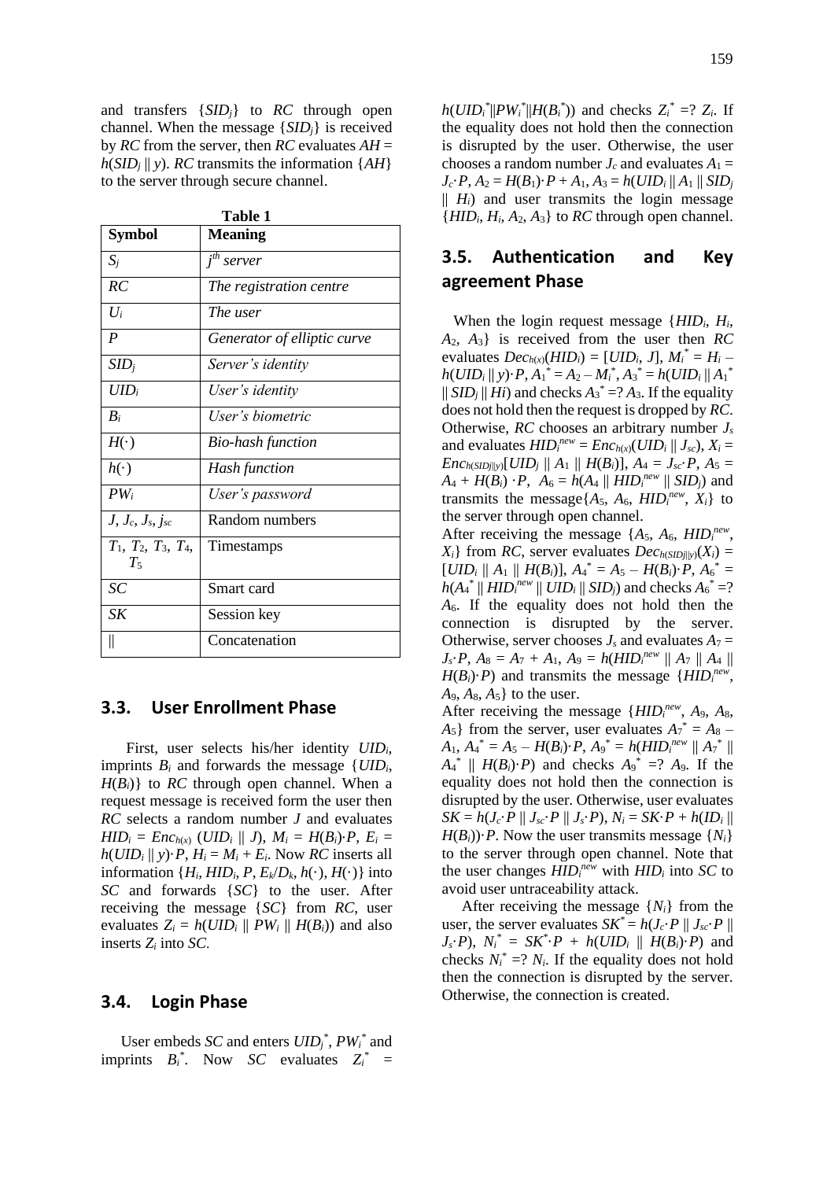and transfers $\{SID_j\}$ to $RC$ through open channel. When the message $\{SID_j\}$ is received by $RC$ from the server, then $RC$ evaluates $AH = h(SID_j \| y)$. $RC$ transmits the information $\{AH\}$ to the server through secure channel.

**Table 1**

| Symbol | Meaning |
|---|---|
| $S_j$ | *$j^{th}$ server* |
| $RC$ | *The registration centre* |
| $U_i$ | *The user* |
| $P$ | *Generator of elliptic curve* |
| $SID_j$ | *Server's identity* |
| $UID_i$ | *User's identity* |
| $B_i$ | *User's biometric* |
| $H(\cdot)$ | *Bio-hash function* |
| $h(\cdot)$ | *Hash function* |
| $PW_i$ | *User's password* |
| $J$, $J_c$, $J_s$, $j_{sc}$ | Random numbers |
| $T_1$, $T_2$, $T_3$, $T_4$, $T_5$ | Timestamps |
| $SC$ | Smart card |
| $SK$ | Session key |
| $\|$ | Concatenation |

## 3.3. User Enrollment Phase

First, user selects his/her identity $UID_i$, imprints $B_i$ and forwards the message $\{UID_i, H(B_i)\}$ to $RC$ through open channel. When a request message is received form the user then $RC$ selects a random number $J$ and evaluates $HID_i = Enc_{h(x)}(UID_i \| J)$, $M_i = H(B_i)\cdot P$, $E_i = h(UID_i \| y)\cdot P$, $H_i = M_i + E_i$. Now $RC$ inserts all information $\{H_i, HID_i, P, E_k/D_k, h(\cdot), H(\cdot)\}$ into $SC$ and forwards $\{SC\}$ to the user. After receiving the message $\{SC\}$ from $RC$, user evaluates $Z_i = h(UID_i \| PW_i \| H(B_i))$ and also inserts $Z_i$ into $SC$.

## 3.4. Login Phase

User embeds $SC$ and enters $UID_j^*$, $PW_i^*$ and imprints $B_i^*$. Now $SC$ evaluates $Z_i^* = h(UID_i^* \| PW_i^* \| H(B_i^*))$ and checks $Z_i^* =? Z_i$. If the equality does not hold then the connection is disrupted by the user. Otherwise, the user chooses a random number $J_c$ and evaluates $A_1 = J_c\cdot P$, $A_2 = H(B_1)\cdot P + A_1$, $A_3 = h(UID_i \| A_1 \| SID_j \| H_i)$ and user transmits the login message $\{HID_i, H_i, A_2, A_3\}$ to $RC$ through open channel.

## 3.5. Authentication and Key agreement Phase

When the login request message $\{HID_i, H_i, A_2, A_3\}$ is received from the user then $RC$ evaluates $Dec_{h(x)}(HID_i) = [UID_i, J]$, $M_i^* = H_i - h(UID_i \| y)\cdot P$, $A_1^* = A_2 - M_i^*$, $A_3^* = h(UID_i \| A_1^* \| SID_j \| Hi)$ and checks $A_3^* =? A_3$. If the equality does not hold then the request is dropped by $RC$. Otherwise, $RC$ chooses an arbitrary number $J_s$ and evaluates $HID_i^{new} = Enc_{h(x)}(UID_i \| J_{sc})$, $X_i = Enc_{h(SIDj\|y)}[UID_j \| A_1 \| H(B_i)]$, $A_4 = J_{sc}\cdot P$, $A_5 = A_4 + H(B_i)\cdot P$, $A_6 = h(A_4 \| HID_i^{new} \| SID_j)$ and transmits the message$\{A_5, A_6, HID_i^{new}, X_i\}$ to the server through open channel.

After receiving the message $\{A_5, A_6, HID_i^{new}, X_i\}$ from $RC$, server evaluates $Dec_{h(SIDj\|y)}(X_i) = [UID_i \| A_1 \| H(B_i)]$, $A_4^* = A_5 - H(B_i)\cdot P$, $A_6^* = h(A_4^* \| HID_i^{new} \| UID_i \| SID_j)$ and checks $A_6^* =? A_6$. If the equality does not hold then the connection is disrupted by the server. Otherwise, server chooses $J_s$ and evaluates $A_7 = J_s\cdot P$, $A_8 = A_7 + A_1$, $A_9 = h(HID_i^{new} \| A_7 \| A_4 \| H(B_i)\cdot P)$ and transmits the message $\{HID_i^{new}, A_9, A_8, A_5\}$ to the user.

After receiving the message $\{HID_i^{new}, A_9, A_8, A_5\}$ from the server, user evaluates $A_7^* = A_8 - A_1$, $A_4^* = A_5 - H(B_i)\cdot P$, $A_9^* = h(HID_i^{new} \| A_7^* \| A_4^* \| H(B_i)\cdot P)$ and checks $A_9^* =? A_9$. If the equality does not hold then the connection is disrupted by the user. Otherwise, user evaluates $SK = h(J_c\cdot P \| J_{sc}\cdot P \| J_s\cdot P)$, $N_i = SK\cdot P + h(ID_i \| H(B_i))\cdot P$. Now the user transmits message $\{N_i\}$ to the server through open channel. Note that the user changes $HID_i^{new}$ with $HID_i$ into $SC$ to avoid user untraceability attack.

After receiving the message $\{N_i\}$ from the user, the server evaluates $SK^* = h(J_c\cdot P \| J_{sc}\cdot P \| J_s\cdot P)$, $N_i^* = SK^*\cdot P + h(UID_i \| H(B_i)\cdot P)$ and checks $N_i^* =? N_i$. If the equality does not hold then the connection is disrupted by the server. Otherwise, the connection is created.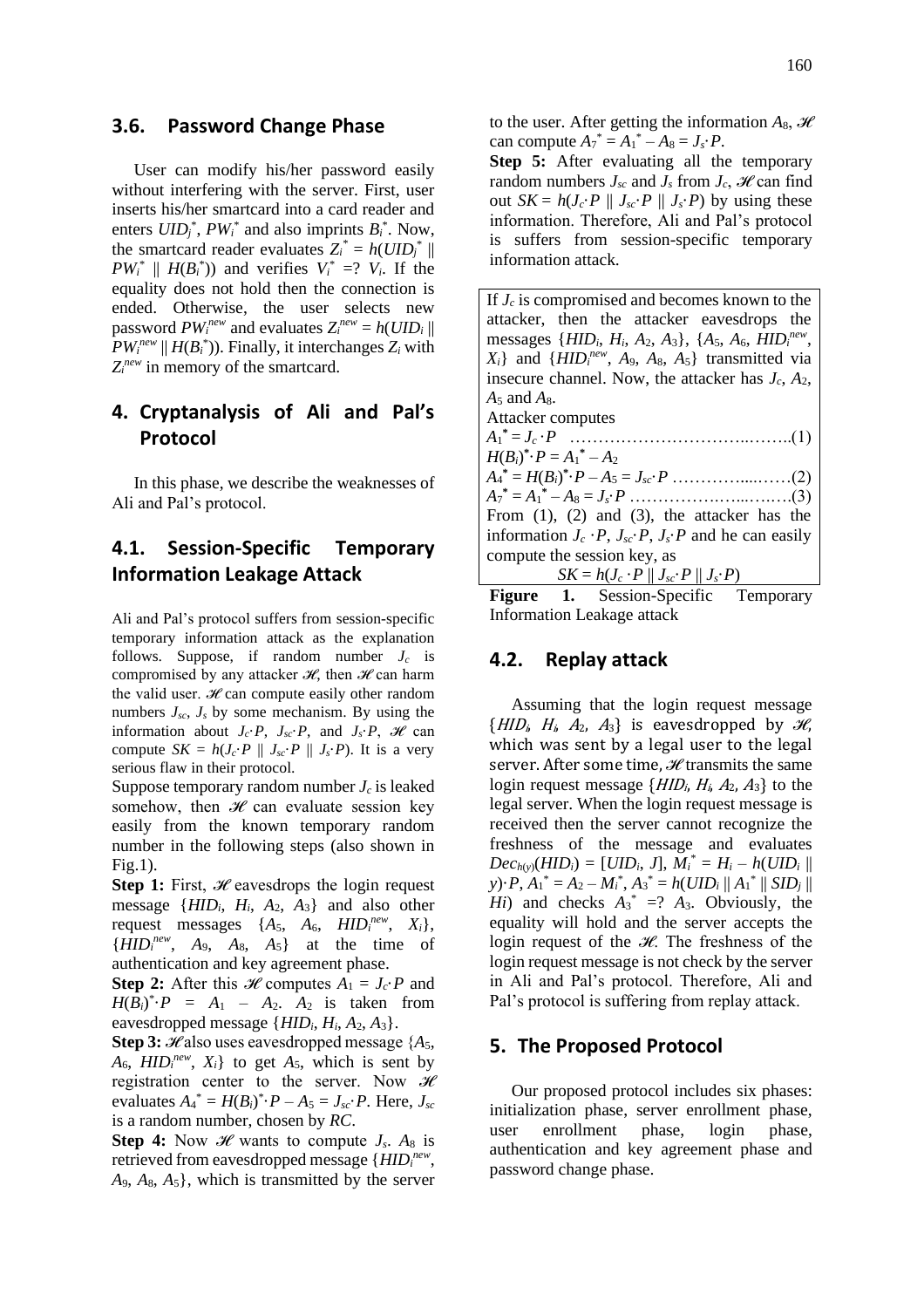### 3.6. Password Change Phase

User can modify his/her password easily without interfering with the server. First, user inserts his/her smartcard into a card reader and enters $UID_j^*$, $PW_i^*$ and also imprints $B_i^*$. Now, the smartcard reader evaluates $Z_i^* = h(UID_j^* \| PW_i^* \| H(B_i^*))$ and verifies $V_i^* =? V_i$. If the equality does not hold then the connection is ended. Otherwise, the user selects new password $PW_i^{new}$ and evaluates $Z_i^{new} = h(UID_i \| PW_i^{new} \| H(B_i^*))$. Finally, it interchanges $Z_i$ with $Z_i^{new}$ in memory of the smartcard.

## 4. Cryptanalysis of Ali and Pal's Protocol

In this phase, we describe the weaknesses of Ali and Pal's protocol.

### 4.1. Session-Specific Temporary Information Leakage Attack

Ali and Pal's protocol suffers from session-specific temporary information attack as the explanation follows. Suppose, if random number $J_c$ is compromised by any attacker $\mathscr{H}$, then $\mathscr{H}$ can harm the valid user. $\mathscr{H}$ can compute easily other random numbers $J_{sc}$, $J_s$ by some mechanism. By using the information about $J_c{\cdot}P$, $J_{sc}{\cdot}P$, and $J_s{\cdot}P$, $\mathscr{H}$ can compute $SK = h(J_c{\cdot}P \| J_{sc}{\cdot}P \| J_s{\cdot}P)$. It is a very serious flaw in their protocol.

Suppose temporary random number $J_c$ is leaked somehow, then $\mathscr{H}$ can evaluate session key easily from the known temporary random number in the following steps (also shown in Fig.1).

**Step 1:** First, $\mathscr{H}$ eavesdrops the login request message $\{HID_i, H_i, A_2, A_3\}$ and also other request messages $\{A_5, A_6, HID_i^{new}, X_i\}$, $\{HID_i^{new}, A_9, A_8, A_5\}$ at the time of authentication and key agreement phase.

**Step 2:** After this $\mathscr{H}$ computes $A_1 = J_c{\cdot}P$ and $H(B_i)^*{\cdot}P = A_1 - A_2$. $A_2$ is taken from eavesdropped message $\{HID_i, H_i, A_2, A_3\}$.

**Step 3:** $\mathscr{H}$ also uses eavesdropped message $\{A_5, A_6, HID_i^{new}, X_i\}$ to get $A_5$, which is sent by registration center to the server. Now $\mathscr{H}$ evaluates $A_4^* = H(B_i)^*{\cdot}P - A_5 = J_{sc}{\cdot}P$. Here, $J_{sc}$ is a random number, chosen by $RC$.

**Step 4:** Now $\mathscr{H}$ wants to compute $J_s$. $A_8$ is retrieved from eavesdropped message $\{HID_i^{new}, A_9, A_8, A_5\}$, which is transmitted by the server to the user. After getting the information $A_8$, $\mathscr{H}$ can compute $A_7^* = A_1^* - A_8 = J_s{\cdot}P$.

**Step 5:** After evaluating all the temporary random numbers $J_{sc}$ and $J_s$ from $J_c$, $\mathscr{H}$ can find out $SK = h(J_c{\cdot}P \| J_{sc}{\cdot}P \| J_s{\cdot}P)$ by using these information. Therefore, Ali and Pal's protocol is suffers from session-specific temporary information attack.

If $J_c$ is compromised and becomes known to the attacker, then the attacker eavesdrops the messages $\{HID_i, H_i, A_2, A_3\}$, $\{A_5, A_6, HID_i^{new}, X_i\}$ and $\{HID_i^{new}, A_9, A_8, A_5\}$ transmitted via insecure channel. Now, the attacker has $J_c$, $A_2$, $A_5$ and $A_8$.

Attacker computes

$A_1^* = J_c \cdot P$ ……………………………..……..(1)

$H(B_i)^*{\cdot}P = A_1^* - A_2$

$A_4^* = H(B_i)^*{\cdot}P - A_5 = J_{sc}{\cdot}P$ …………....……(2)

$A_7^* = A_1^* - A_8 = J_s{\cdot}P$ ……………..…....……..(3)

From (1), (2) and (3), the attacker has the information $J_c \cdot P$, $J_{sc}{\cdot}P$, $J_s{\cdot}P$ and he can easily compute the session key, as

$$SK = h(J_c \cdot P \| J_{sc}{\cdot}P \| J_s{\cdot}P)$$

**Figure 1.** Session-Specific Temporary Information Leakage attack

### 4.2. Replay attack

Assuming that the login request message $\{HID_i, H_i, A_2, A_3\}$ is eavesdropped by $\mathscr{H}$, which was sent by a legal user to the legal server. After some time, $\mathscr{H}$ transmits the same login request message $\{HID_i, H_i, A_2, A_3\}$ to the legal server. When the login request message is received then the server cannot recognize the freshness of the message and evaluates $Dec_{h(y)}(HID_i) = [UID_i, J]$, $M_i^* = H_i - h(UID_i \| y){\cdot}P$, $A_1^* = A_2 - M_i^*$, $A_3^* = h(UID_i \| A_1^* \| SID_j \| Hi)$ and checks $A_3^* =? A_3$. Obviously, the equality will hold and the server accepts the login request of the $\mathscr{H}$. The freshness of the login request message is not check by the server in Ali and Pal's protocol. Therefore, Ali and Pal's protocol is suffering from replay attack.

## 5. The Proposed Protocol

Our proposed protocol includes six phases: initialization phase, server enrollment phase, user enrollment phase, login phase, authentication and key agreement phase and password change phase.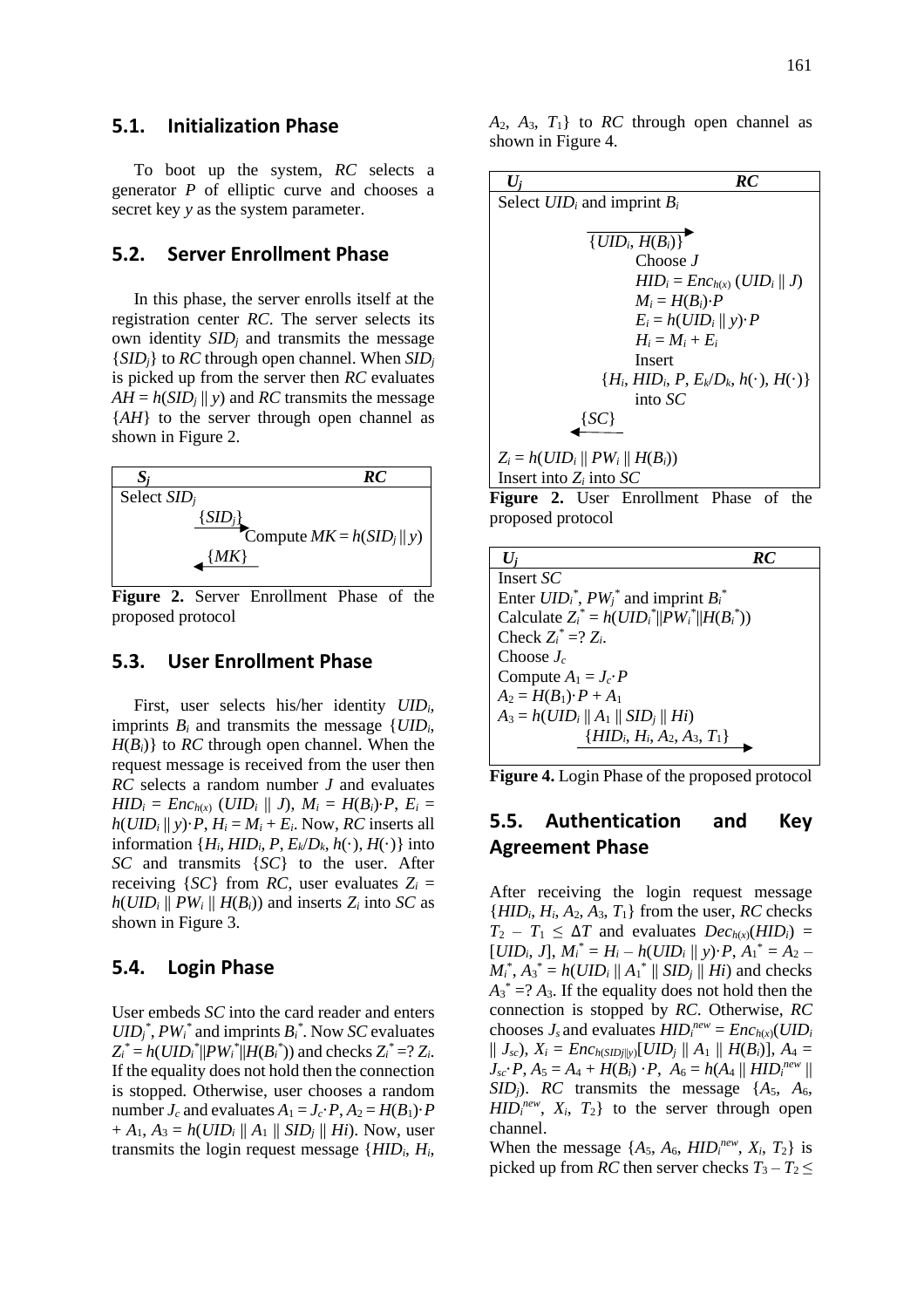### 5.1. Initialization Phase

To boot up the system, *RC* selects a generator *P* of elliptic curve and chooses a secret key *y* as the system parameter.

### 5.2. Server Enrollment Phase

In this phase, the server enrolls itself at the registration center *RC*. The server selects its own identity $SID_j$ and transmits the message $\{SID_j\}$ to *RC* through open channel. When $SID_j$ is picked up from the server then *RC* evaluates $AH = h(SID_j \| y)$ and *RC* transmits the message $\{AH\}$ to the server through open channel as shown in Figure 2.

| $S_j$ | $RC$ |
|---|---|
| Select $SID_j$ | |
| $\{SID_j\}$ → | |
| | Compute $MK = h(SID_j \| y)$ |
| ← $\{MK\}$ | |

**Figure 2.** Server Enrollment Phase of the proposed protocol

### 5.3. User Enrollment Phase

First, user selects his/her identity $UID_i$, imprints $B_i$ and transmits the message $\{UID_i, H(B_i)\}$ to *RC* through open channel. When the request message is received from the user then *RC* selects a random number *J* and evaluates $HID_i = Enc_{h(x)}(UID_i \| J)$, $M_i = H(B_i)\cdot P$, $E_i = h(UID_i \| y)\cdot P$, $H_i = M_i + E_i$. Now, *RC* inserts all information $\{H_i, HID_i, P, E_k/D_k, h(\cdot), H(\cdot)\}$ into *SC* and transmits $\{SC\}$ to the user. After receiving $\{SC\}$ from *RC*, user evaluates $Z_i = h(UID_i \| PW_i \| H(B_i))$ and inserts $Z_i$ into *SC* as shown in Figure 3.

### 5.4. Login Phase

User embeds *SC* into the card reader and enters $UID_j^*$, $PW_i^*$ and imprints $B_i^*$. Now *SC* evaluates $Z_i^* = h(UID_i^* \| PW_i^* \| H(B_i^*))$ and checks $Z_i^* =? Z_i$. If the equality does not hold then the connection is stopped. Otherwise, user chooses a random number $J_c$ and evaluates $A_1 = J_c\cdot P$, $A_2 = H(B_1)\cdot P + A_1$, $A_3 = h(UID_i \| A_1 \| SID_j \| Hi)$. Now, user transmits the login request message $\{HID_i, H_i, A_2, A_3, T_1\}$ to *RC* through open channel as shown in Figure 4.

| $U_j$ | $RC$ |
|---|---|
| Select $UID_i$ and imprint $B_i$ | |
| $\{UID_i, H(B_i)\}$ → | |
| | Choose $J$ |
| | $HID_i = Enc_{h(x)}(UID_i \| J)$ |
| | $M_i = H(B_i)\cdot P$ |
| | $E_i = h(UID_i \| y)\cdot P$ |
| | $H_i = M_i + E_i$ |
| | Insert $\{H_i, HID_i, P, E_k/D_k, h(\cdot), H(\cdot)\}$ into $SC$ |
| ← $\{SC\}$ | |
| $Z_i = h(UID_i \| PW_i \| H(B_i))$ | |
| Insert into $Z_i$ into $SC$ | |

**Figure 2.** User Enrollment Phase of the proposed protocol

| $U_j$ | $RC$ |
|---|---|
| Insert $SC$ | |
| Enter $UID_i^*$, $PW_j^*$ and imprint $B_i^*$ | |
| Calculate $Z_i^* = h(UID_i^* \| PW_i^* \| H(B_i^*))$ | |
| Check $Z_i^* =? Z_i$. | |
| Choose $J_c$ | |
| Compute $A_1 = J_c\cdot P$ | |
| $A_2 = H(B_1)\cdot P + A_1$ | |
| $A_3 = h(UID_i \| A_1 \| SID_j \| Hi)$ | |
| $\{HID_i, H_i, A_2, A_3, T_1\}$ → | |

**Figure 4.** Login Phase of the proposed protocol

### 5.5. Authentication and Key Agreement Phase

After receiving the login request message $\{HID_i, H_i, A_2, A_3, T_1\}$ from the user, *RC* checks $T_2 - T_1 \leq \Delta T$ and evaluates $Dec_{h(x)}(HID_i) = [UID_i, J]$, $M_i^* = H_i - h(UID_i \| y)\cdot P$, $A_1^* = A_2 - M_i^*$, $A_3^* = h(UID_i \| A_1^* \| SID_j \| Hi)$ and checks $A_3^* =? A_3$. If the equality does not hold then the connection is stopped by *RC*. Otherwise, *RC* chooses $J_s$ and evaluates $HID_i^{new} = Enc_{h(x)}(UID_i \| J_{sc})$, $X_i = Enc_{h(SIDj\|y)}[UID_j \| A_1 \| H(B_i)]$, $A_4 = J_{sc}\cdot P$, $A_5 = A_4 + H(B_i)\cdot P$, $A_6 = h(A_4 \| HID_i^{new} \| SID_j)$. *RC* transmits the message $\{A_5, A_6, HID_i^{new}, X_i, T_2\}$ to the server through open channel.

When the message $\{A_5, A_6, HID_i^{new}, X_i, T_2\}$ is picked up from *RC* then server checks $T_3 - T_2 \leq$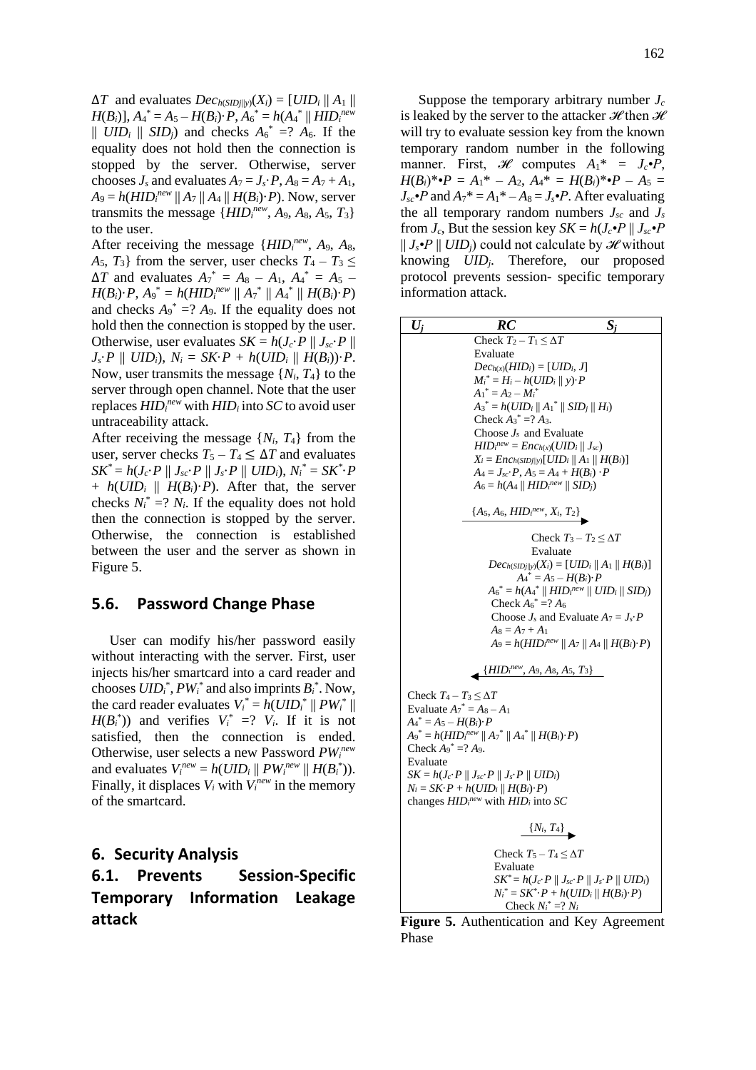$\Delta T$ and evaluates $Dec_{h(SID_j \| y)}(X_i) = [UID_i \| A_1 \| H(B_i)]$, $A_4^* = A_5 - H(B_i)\cdot P$, $A_6^* = h(A_4^* \| HID_i^{new} \| UID_i \| SID_j)$ and checks $A_6^* =? A_6$. If the equality does not hold then the connection is stopped by the server. Otherwise, server chooses $J_s$ and evaluates $A_7 = J_s\cdot P$, $A_8 = A_7 + A_1$, $A_9 = h(HID_i^{new} \| A_7 \| A_4 \| H(B_i)\cdot P)$. Now, server transmits the message $\{HID_i^{new}, A_9, A_8, A_5, T_3\}$ to the user.

After receiving the message $\{HID_i^{new}, A_9, A_8, A_5, T_3\}$ from the server, user checks $T_4 - T_3 \leq \Delta T$ and evaluates $A_7^* = A_8 - A_1$, $A_4^* = A_5 - H(B_i)\cdot P$, $A_9^* = h(HID_i^{new} \| A_7^* \| A_4^* \| H(B_i)\cdot P)$ and checks $A_9^* =? A_9$. If the equality does not hold then the connection is stopped by the user. Otherwise, user evaluates $SK = h(J_c\cdot P \| J_{sc}\cdot P \| J_s\cdot P \| UID_i)$, $N_i = SK\cdot P + h(UID_i \| H(B_i))\cdot P$. Now, user transmits the message $\{N_i, T_4\}$ to the server through open channel. Note that the user replaces $HID_i^{new}$ with $HID_i$ into $SC$ to avoid user untraceability attack.

After receiving the message $\{N_i, T_4\}$ from the user, server checks $T_5 - T_4 \leq \Delta T$ and evaluates $SK^* = h(J_c\cdot P \| J_{sc}\cdot P \| J_s\cdot P \| UID_i)$, $N_i^* = SK^*\cdot P + h(UID_i \| H(B_i)\cdot P)$. After that, the server checks $N_i^* =? N_i$. If the equality does not hold then the connection is stopped by the server. Otherwise, the connection is established between the user and the server as shown in Figure 5.

## 5.6. Password Change Phase

User can modify his/her password easily without interacting with the server. First, user injects his/her smartcard into a card reader and chooses $UID_i^*$, $PW_i^*$ and also imprints $B_i^*$. Now, the card reader evaluates $V_i^* = h(UID_i^* \| PW_i^* \| H(B_i^*))$ and verifies $V_i^* =? V_i$. If it is not satisfied, then the connection is ended. Otherwise, user selects a new Password $PW_i^{new}$ and evaluates $V_i^{new} = h(UID_i \| PW_i^{new} \| H(B_i^*))$. Finally, it displaces $V_i$ with $V_i^{new}$ in the memory of the smartcard.

# 6. Security Analysis

## 6.1. Prevents Session-Specific Temporary Information Leakage attack

Suppose the temporary arbitrary number $J_c$ is leaked by the server to the attacker $\mathscr{H}$ then $\mathscr{H}$ will try to evaluate session key from the known temporary random number in the following manner. First, $\mathscr{H}$ computes $A_1^* = J_c\bullet P$, $H(B_i)^*\bullet P = A_1^* - A_2$, $A_4^* = H(B_i)^*\bullet P - A_5 = J_{sc}\bullet P$ and $A_7^* = A_1^* - A_8 = J_s\bullet P$. After evaluating the all temporary random numbers $J_{sc}$ and $J_s$ from $J_c$, But the session key $SK = h(J_c\bullet P \| J_{sc}\bullet P \| J_s\bullet P \| UID_j)$ could not calculate by $\mathscr{H}$ without knowing $UID_j$. Therefore, our proposed protocol prevents session- specific temporary information attack.

| $U_j$ | $RC$ | $S_j$ |
|---|---|---|
| | Check $T_2 - T_1 \leq \Delta T$<br>Evaluate<br>$Dec_{h(x)}(HID_i) = [UID_i, J]$<br>$M_i^* = H_i - h(UID_i \| y)\cdot P$<br>$A_1^* = A_2 - M_i^*$<br>$A_3^* = h(UID_i \| A_1^* \| SID_j \| H_i)$<br>Check $A_3^* =? A_3$.<br>Choose $J_s$ and Evaluate<br>$HID_i^{new} = Enc_{h(x)}(UID_i \| J_{sc})$<br>$X_i = Enc_{h(SID_j \| y)}[UID_i \| A_1 \| H(B_i)]$<br>$A_4 = J_{sc}\cdot P$, $A_5 = A_4 + H(B_i)\cdot P$<br>$A_6 = h(A_4 \| HID_i^{new} \| SID_j)$<br><br>$\{A_5, A_6, HID_i^{new}, X_i, T_2\}$ → | |
| | | Check $T_3 - T_2 \leq \Delta T$<br>Evaluate<br>$Dec_{h(SID_j \| y)}(X_i) = [UID_i \| A_1 \| H(B_i)]$<br>$A_4^* = A_5 - H(B_i)\cdot P$<br>$A_6^* = h(A_4^* \| HID_i^{new} \| UID_i \| SID_j)$<br>Check $A_6^* =? A_6$<br>Choose $J_s$ and Evaluate $A_7 = J_s\cdot P$<br>$A_8 = A_7 + A_1$<br>$A_9 = h(HID_i^{new} \| A_7 \| A_4 \| H(B_i)\cdot P)$<br><br>← $\{HID_i^{new}, A_9, A_8, A_5, T_3\}$ |
| Check $T_4 - T_3 \leq \Delta T$<br>Evaluate $A_7^* = A_8 - A_1$<br>$A_4^* = A_5 - H(B_i)\cdot P$<br>$A_9^* = h(HID_i^{new} \| A_7^* \| A_4^* \| H(B_i)\cdot P)$<br>Check $A_9^* =? A_9$.<br>Evaluate<br>$SK = h(J_c\cdot P \| J_{sc}\cdot P \| J_s\cdot P \| UID_i)$<br>$N_i = SK\cdot P + h(UID_i \| H(B_i)\cdot P)$<br>changes $HID_i^{new}$ with $HID_i$ into $SC$<br><br>$\{N_i, T_4\}$ → | | |
| | | Check $T_5 - T_4 \leq \Delta T$<br>Evaluate<br>$SK^* = h(J_c\cdot P \| J_{sc}\cdot P \| J_s\cdot P \| UID_i)$<br>$N_i^* = SK^*\cdot P + h(UID_i \| H(B_i)\cdot P)$<br>Check $N_i^* =? N_i$ |

**Figure 5.** Authentication and Key Agreement Phase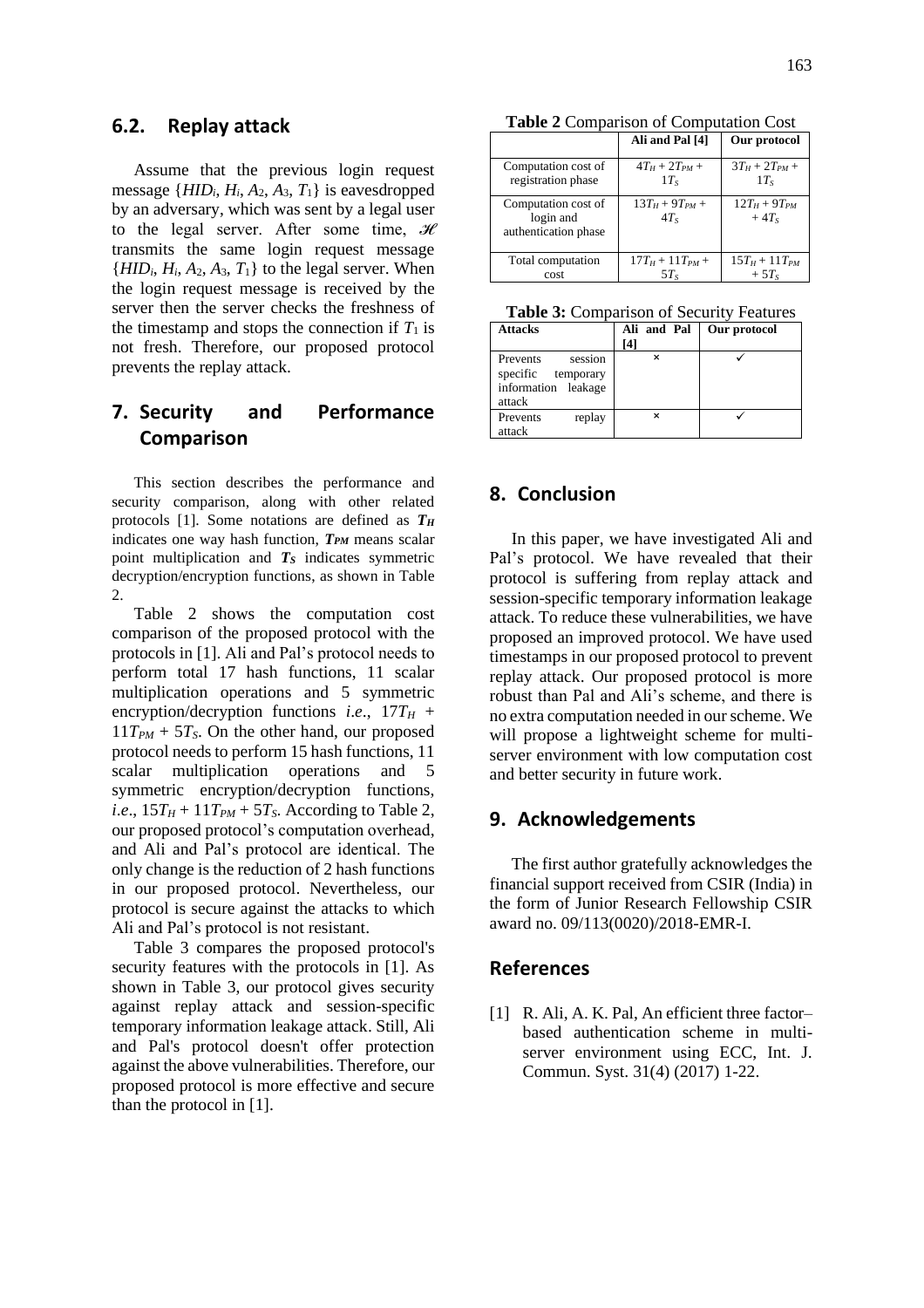## 6.2. Replay attack

Assume that the previous login request message $\{HID_i, H_i, A_2, A_3, T_1\}$ is eavesdropped by an adversary, which was sent by a legal user to the legal server. After some time, $\mathscr{H}$ transmits the same login request message $\{HID_i, H_i, A_2, A_3, T_1\}$ to the legal server. When the login request message is received by the server then the server checks the freshness of the timestamp and stops the connection if $T_1$ is not fresh. Therefore, our proposed protocol prevents the replay attack.

# 7. Security and Performance Comparison

This section describes the performance and security comparison, along with other related protocols [1]. Some notations are defined as $\boldsymbol{T_H}$ indicates one way hash function, $\boldsymbol{T_{PM}}$ means scalar point multiplication and $\boldsymbol{T_S}$ indicates symmetric decryption/encryption functions, as shown in Table 2.

Table 2 shows the computation cost comparison of the proposed protocol with the protocols in [1]. Ali and Pal's protocol needs to perform total 17 hash functions, 11 scalar multiplication operations and 5 symmetric encryption/decryption functions *i.e*., $17T_H + 11T_{PM} + 5T_S$. On the other hand, our proposed protocol needs to perform 15 hash functions, 11 scalar multiplication operations and 5 symmetric encryption/decryption functions, *i.e*., $15T_H + 11T_{PM} + 5T_S$. According to Table 2, our proposed protocol's computation overhead, and Ali and Pal's protocol are identical. The only change is the reduction of 2 hash functions in our proposed protocol. Nevertheless, our protocol is secure against the attacks to which Ali and Pal's protocol is not resistant.

Table 3 compares the proposed protocol's security features with the protocols in [1]. As shown in Table 3, our protocol gives security against replay attack and session-specific temporary information leakage attack. Still, Ali and Pal's protocol doesn't offer protection against the above vulnerabilities. Therefore, our proposed protocol is more effective and secure than the protocol in [1].

**Table 2** Comparison of Computation Cost

| | Ali and Pal [4] | Our protocol |
|---|---|---|
| Computation cost of registration phase | $4T_H + 2T_{PM} + 1T_S$ | $3T_H + 2T_{PM} + 1T_S$ |
| Computation cost of login and authentication phase | $13T_H + 9T_{PM} + 4T_S$ | $12T_H + 9T_{PM} + 4T_S$ |
| Total computation cost | $17T_H + 11T_{PM} + 5T_S$ | $15T_H + 11T_{PM} + 5T_S$ |

**Table 3:** Comparison of Security Features

| Attacks | Ali and Pal [4] | Our protocol |
|---|---|---|
| Prevents session specific temporary information leakage attack | × | ✓ |
| Prevents replay attack | × | ✓ |

# 8. Conclusion

In this paper, we have investigated Ali and Pal's protocol. We have revealed that their protocol is suffering from replay attack and session-specific temporary information leakage attack. To reduce these vulnerabilities, we have proposed an improved protocol. We have used timestamps in our proposed protocol to prevent replay attack. Our proposed protocol is more robust than Pal and Ali's scheme, and there is no extra computation needed in our scheme. We will propose a lightweight scheme for multi-server environment with low computation cost and better security in future work.

# 9. Acknowledgements

The first author gratefully acknowledges the financial support received from CSIR (India) in the form of Junior Research Fellowship CSIR award no. 09/113(0020)/2018-EMR-I.

# References

[1] R. Ali, A. K. Pal, An efficient three factor–based authentication scheme in multi-server environment using ECC, Int. J. Commun. Syst. 31(4) (2017) 1-22.